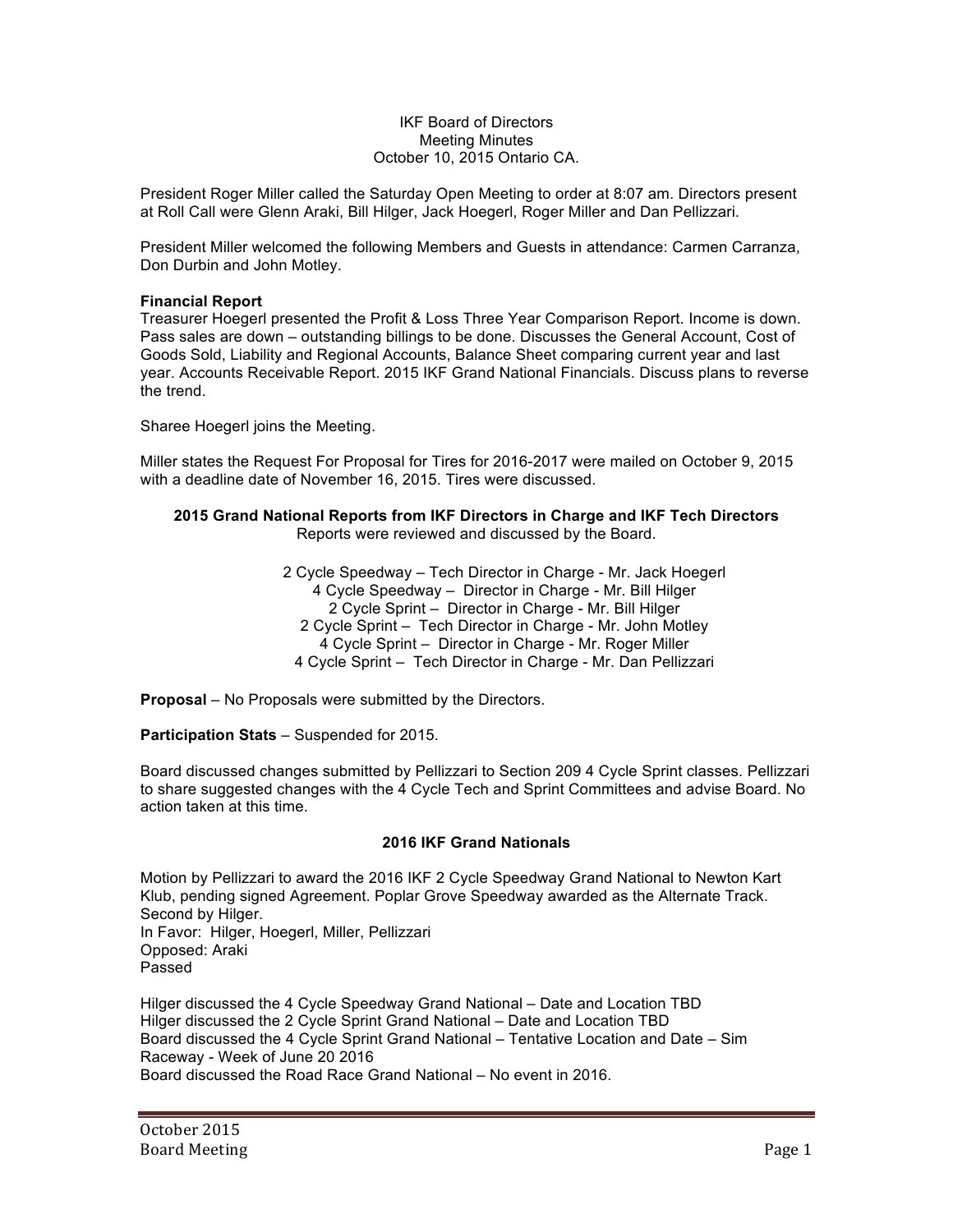IKF Board of Directors
Meeting Minutes
October 10, 2015 Ontario CA.

President Roger Miller called the Saturday Open Meeting to order at 8:07 am. Directors present at Roll Call were Glenn Araki, Bill Hilger, Jack Hoegerl, Roger Miller and Dan Pellizzari.

President Miller welcomed the following Members and Guests in attendance: Carmen Carranza, Don Durbin and John Motley.

**Financial Report**
Treasurer Hoegerl presented the Profit & Loss Three Year Comparison Report. Income is down. Pass sales are down – outstanding billings to be done. Discusses the General Account, Cost of Goods Sold, Liability and Regional Accounts, Balance Sheet comparing current year and last year. Accounts Receivable Report. 2015 IKF Grand National Financials. Discuss plans to reverse the trend.

Sharee Hoegerl joins the Meeting.

Miller states the Request For Proposal for Tires for 2016-2017 were mailed on October 9, 2015 with a deadline date of November 16, 2015. Tires were discussed.

**2015 Grand National Reports from IKF Directors in Charge and IKF Tech Directors**
Reports were reviewed and discussed by the Board.

2 Cycle Speedway – Tech Director in Charge - Mr. Jack Hoegerl
4 Cycle Speedway – Director in Charge - Mr. Bill Hilger
2 Cycle Sprint – Director in Charge - Mr. Bill Hilger
2 Cycle Sprint – Tech Director in Charge - Mr. John Motley
4 Cycle Sprint – Director in Charge - Mr. Roger Miller
4 Cycle Sprint – Tech Director in Charge - Mr. Dan Pellizzari

**Proposal** – No Proposals were submitted by the Directors.

**Participation Stats** – Suspended for 2015.

Board discussed changes submitted by Pellizzari to Section 209 4 Cycle Sprint classes. Pellizzari to share suggested changes with the 4 Cycle Tech and Sprint Committees and advise Board. No action taken at this time.

**2016 IKF Grand Nationals**

Motion by Pellizzari to award the 2016 IKF 2 Cycle Speedway Grand National to Newton Kart Klub, pending signed Agreement. Poplar Grove Speedway awarded as the Alternate Track. Second by Hilger.
In Favor: Hilger, Hoegerl, Miller, Pellizzari
Opposed: Araki
Passed

Hilger discussed the 4 Cycle Speedway Grand National – Date and Location TBD
Hilger discussed the 2 Cycle Sprint Grand National – Date and Location TBD
Board discussed the 4 Cycle Sprint Grand National – Tentative Location and Date – Sim Raceway - Week of June 20 2016
Board discussed the Road Race Grand National – No event in 2016.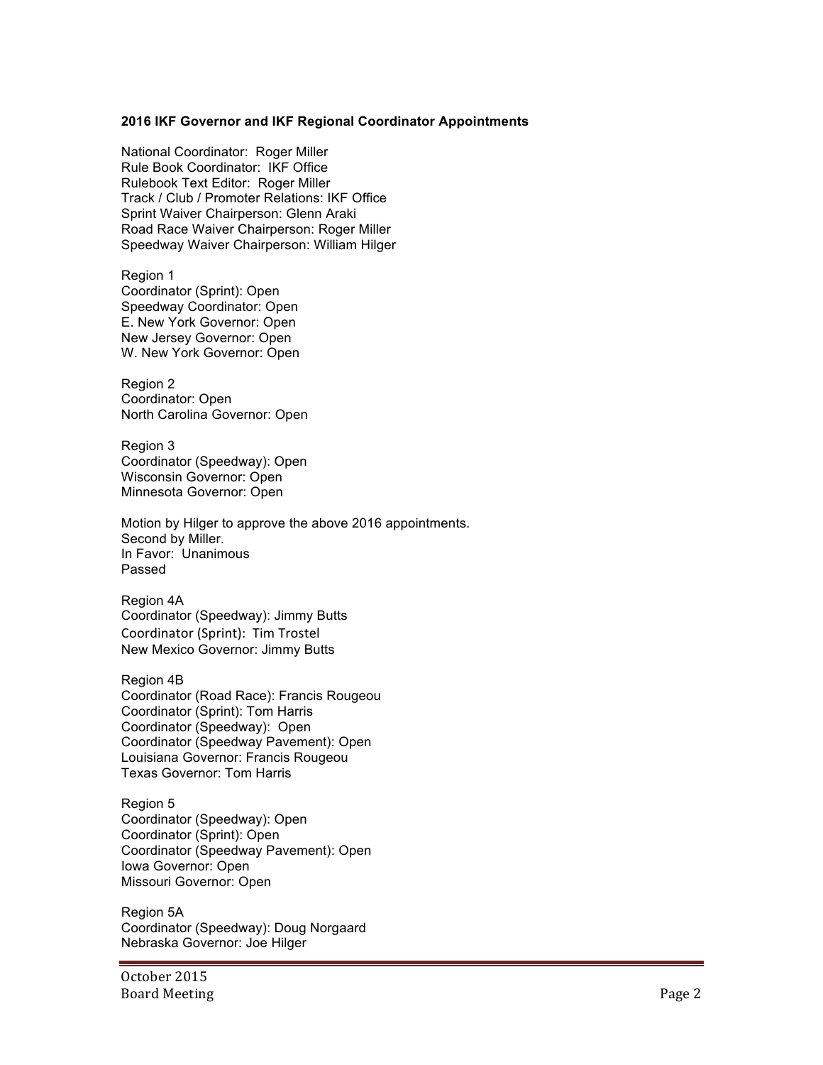**2016 IKF Governor and IKF Regional Coordinator Appointments**

National Coordinator: Roger Miller
Rule Book Coordinator: IKF Office
Rulebook Text Editor: Roger Miller
Track / Club / Promoter Relations: IKF Office
Sprint Waiver Chairperson: Glenn Araki
Road Race Waiver Chairperson: Roger Miller
Speedway Waiver Chairperson: William Hilger

Region 1
Coordinator (Sprint): Open
Speedway Coordinator: Open
E. New York Governor: Open
New Jersey Governor: Open
W. New York Governor: Open

Region 2
Coordinator: Open
North Carolina Governor: Open

Region 3
Coordinator (Speedway): Open
Wisconsin Governor: Open
Minnesota Governor: Open

Motion by Hilger to approve the above 2016 appointments.
Second by Miller.
In Favor: Unanimous
Passed

Region 4A
Coordinator (Speedway): Jimmy Butts
Coordinator (Sprint): Tim Trostel
New Mexico Governor: Jimmy Butts

Region 4B
Coordinator (Road Race): Francis Rougeou
Coordinator (Sprint): Tom Harris
Coordinator (Speedway): Open
Coordinator (Speedway Pavement): Open
Louisiana Governor: Francis Rougeou
Texas Governor: Tom Harris

Region 5
Coordinator (Speedway): Open
Coordinator (Sprint): Open
Coordinator (Speedway Pavement): Open
Iowa Governor: Open
Missouri Governor: Open

Region 5A
Coordinator (Speedway): Doug Norgaard
Nebraska Governor: Joe Hilger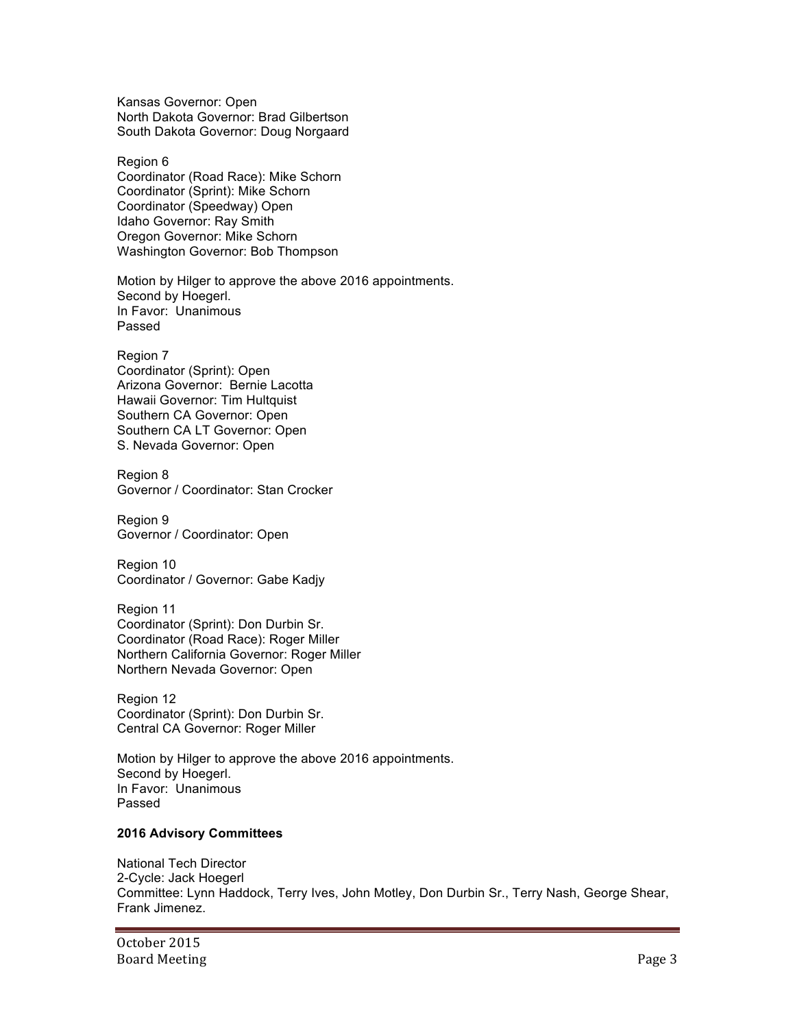Kansas Governor: Open
North Dakota Governor: Brad Gilbertson
South Dakota Governor: Doug Norgaard

Region 6
Coordinator (Road Race): Mike Schorn
Coordinator (Sprint): Mike Schorn
Coordinator (Speedway) Open
Idaho Governor: Ray Smith
Oregon Governor: Mike Schorn
Washington Governor: Bob Thompson

Motion by Hilger to approve the above 2016 appointments.
Second by Hoegerl.
In Favor: Unanimous
Passed

Region 7
Coordinator (Sprint): Open
Arizona Governor: Bernie Lacotta
Hawaii Governor: Tim Hultquist
Southern CA Governor: Open
Southern CA LT Governor: Open
S. Nevada Governor: Open

Region 8
Governor / Coordinator: Stan Crocker

Region 9
Governor / Coordinator: Open

Region 10
Coordinator / Governor: Gabe Kadjy

Region 11
Coordinator (Sprint): Don Durbin Sr.
Coordinator (Road Race): Roger Miller
Northern California Governor: Roger Miller
Northern Nevada Governor: Open

Region 12
Coordinator (Sprint): Don Durbin Sr.
Central CA Governor: Roger Miller

Motion by Hilger to approve the above 2016 appointments.
Second by Hoegerl.
In Favor: Unanimous
Passed

**2016 Advisory Committees**

National Tech Director
2-Cycle: Jack Hoegerl
Committee: Lynn Haddock, Terry Ives, John Motley, Don Durbin Sr., Terry Nash, George Shear, Frank Jimenez.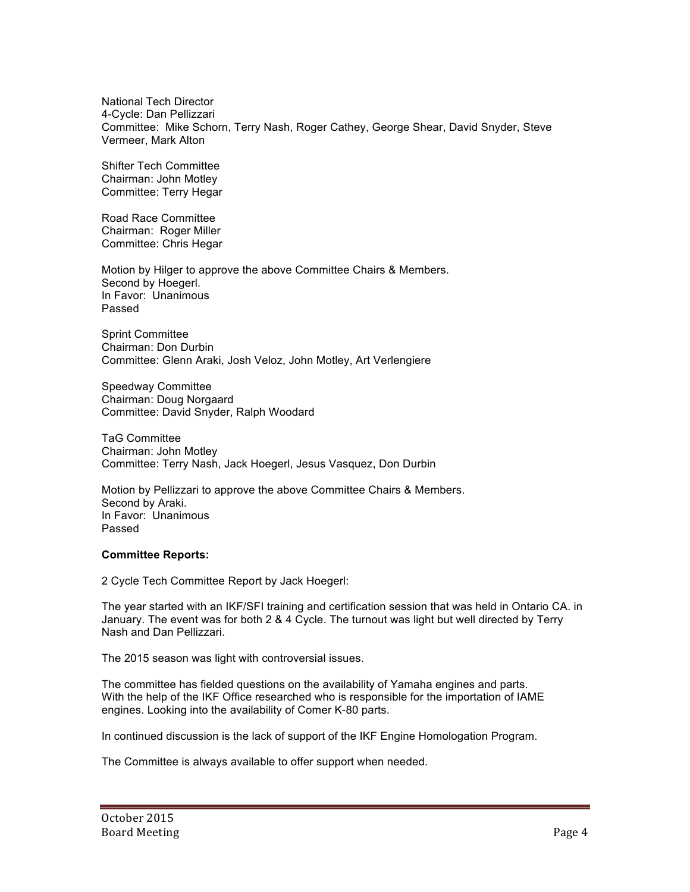National Tech Director
4-Cycle: Dan Pellizzari
Committee: Mike Schorn, Terry Nash, Roger Cathey, George Shear, David Snyder, Steve Vermeer, Mark Alton

Shifter Tech Committee
Chairman: John Motley
Committee: Terry Hegar

Road Race Committee
Chairman: Roger Miller
Committee: Chris Hegar

Motion by Hilger to approve the above Committee Chairs & Members.
Second by Hoegerl.
In Favor: Unanimous
Passed

Sprint Committee
Chairman: Don Durbin
Committee: Glenn Araki, Josh Veloz, John Motley, Art Verlengiere

Speedway Committee
Chairman: Doug Norgaard
Committee: David Snyder, Ralph Woodard

TaG Committee
Chairman: John Motley
Committee: Terry Nash, Jack Hoegerl, Jesus Vasquez, Don Durbin

Motion by Pellizzari to approve the above Committee Chairs & Members.
Second by Araki.
In Favor: Unanimous
Passed

**Committee Reports:**

2 Cycle Tech Committee Report by Jack Hoegerl:

The year started with an IKF/SFI training and certification session that was held in Ontario CA. in January. The event was for both 2 & 4 Cycle. The turnout was light but well directed by Terry Nash and Dan Pellizzari.

The 2015 season was light with controversial issues.

The committee has fielded questions on the availability of Yamaha engines and parts.
With the help of the IKF Office researched who is responsible for the importation of IAME engines. Looking into the availability of Comer K-80 parts.

In continued discussion is the lack of support of the IKF Engine Homologation Program.

The Committee is always available to offer support when needed.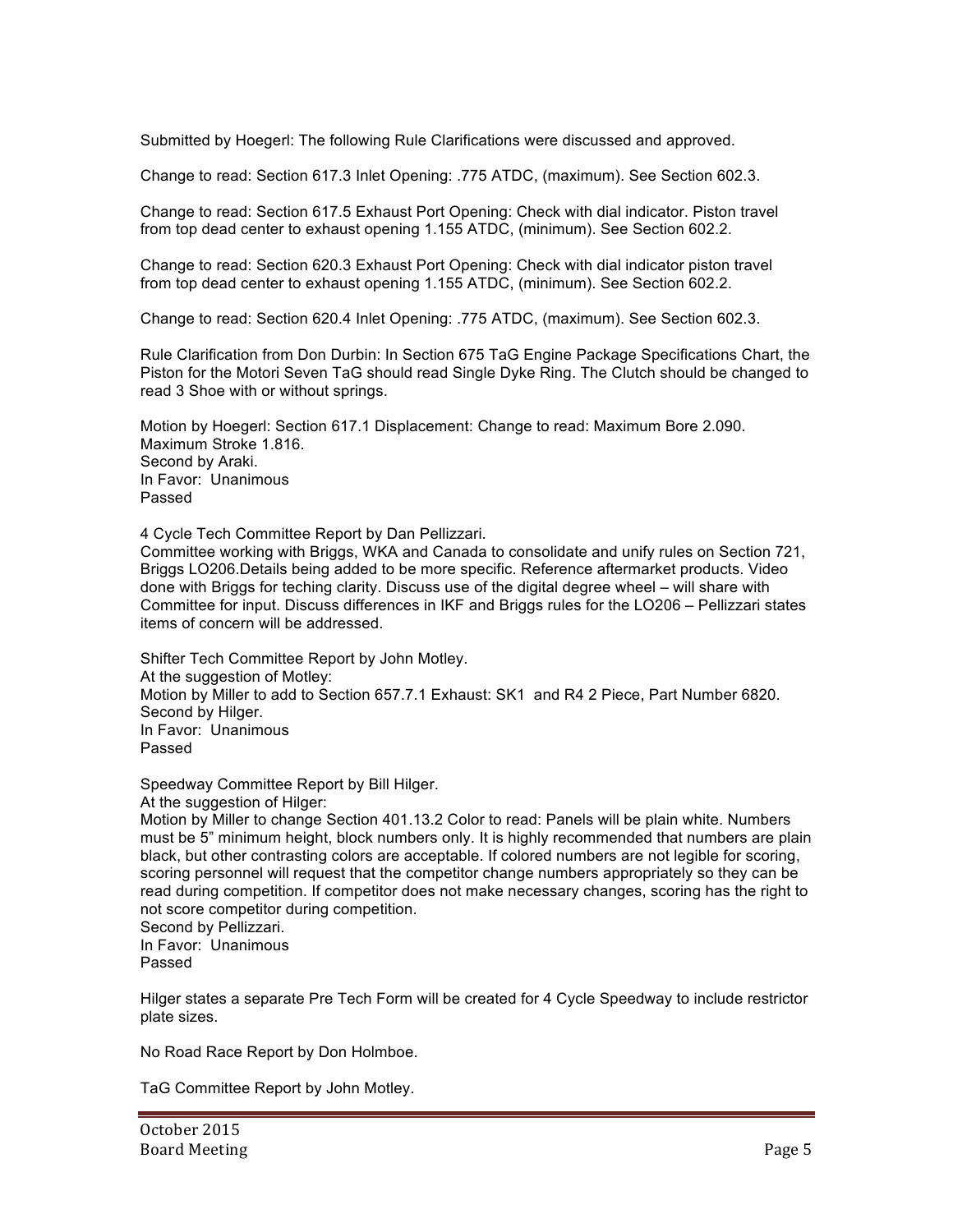Submitted by Hoegerl: The following Rule Clarifications were discussed and approved.

Change to read: Section 617.3 Inlet Opening: .775 ATDC, (maximum). See Section 602.3.

Change to read: Section 617.5 Exhaust Port Opening: Check with dial indicator. Piston travel from top dead center to exhaust opening 1.155 ATDC, (minimum). See Section 602.2.

Change to read: Section 620.3 Exhaust Port Opening: Check with dial indicator piston travel from top dead center to exhaust opening 1.155 ATDC, (minimum). See Section 602.2.

Change to read: Section 620.4 Inlet Opening: .775 ATDC, (maximum). See Section 602.3.

Rule Clarification from Don Durbin: In Section 675 TaG Engine Package Specifications Chart, the Piston for the Motori Seven TaG should read Single Dyke Ring. The Clutch should be changed to read 3 Shoe with or without springs.

Motion by Hoegerl: Section 617.1 Displacement: Change to read: Maximum Bore 2.090. Maximum Stroke 1.816.
Second by Araki.
In Favor: Unanimous
Passed

4 Cycle Tech Committee Report by Dan Pellizzari.
Committee working with Briggs, WKA and Canada to consolidate and unify rules on Section 721, Briggs LO206.Details being added to be more specific. Reference aftermarket products. Video done with Briggs for teching clarity. Discuss use of the digital degree wheel – will share with Committee for input. Discuss differences in IKF and Briggs rules for the LO206 – Pellizzari states items of concern will be addressed.

Shifter Tech Committee Report by John Motley.
At the suggestion of Motley:
Motion by Miller to add to Section 657.7.1 Exhaust: SK1 and R4 2 Piece, Part Number 6820.
Second by Hilger.
In Favor: Unanimous
Passed

Speedway Committee Report by Bill Hilger.
At the suggestion of Hilger:
Motion by Miller to change Section 401.13.2 Color to read: Panels will be plain white. Numbers must be 5" minimum height, block numbers only. It is highly recommended that numbers are plain black, but other contrasting colors are acceptable. If colored numbers are not legible for scoring, scoring personnel will request that the competitor change numbers appropriately so they can be read during competition. If competitor does not make necessary changes, scoring has the right to not score competitor during competition.
Second by Pellizzari.
In Favor: Unanimous
Passed

Hilger states a separate Pre Tech Form will be created for 4 Cycle Speedway to include restrictor plate sizes.

No Road Race Report by Don Holmboe.

TaG Committee Report by John Motley.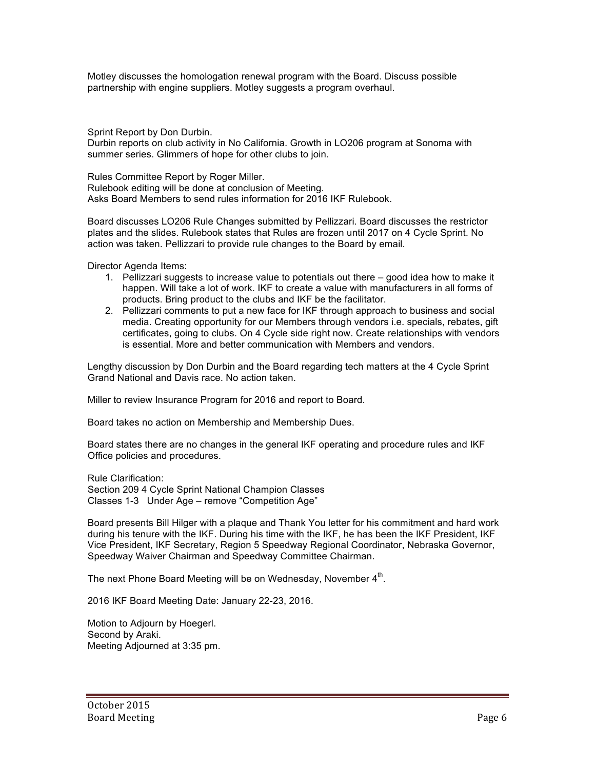Motley discusses the homologation renewal program with the Board. Discuss possible partnership with engine suppliers. Motley suggests a program overhaul.

Sprint Report by Don Durbin.
Durbin reports on club activity in No California. Growth in LO206 program at Sonoma with summer series. Glimmers of hope for other clubs to join.

Rules Committee Report by Roger Miller.
Rulebook editing will be done at conclusion of Meeting.
Asks Board Members to send rules information for 2016 IKF Rulebook.

Board discusses LO206 Rule Changes submitted by Pellizzari. Board discusses the restrictor plates and the slides. Rulebook states that Rules are frozen until 2017 on 4 Cycle Sprint. No action was taken. Pellizzari to provide rule changes to the Board by email.

Director Agenda Items:

1. Pellizzari suggests to increase value to potentials out there – good idea how to make it happen. Will take a lot of work. IKF to create a value with manufacturers in all forms of products. Bring product to the clubs and IKF be the facilitator.
2. Pellizzari comments to put a new face for IKF through approach to business and social media. Creating opportunity for our Members through vendors i.e. specials, rebates, gift certificates, going to clubs. On 4 Cycle side right now. Create relationships with vendors is essential. More and better communication with Members and vendors.

Lengthy discussion by Don Durbin and the Board regarding tech matters at the 4 Cycle Sprint Grand National and Davis race. No action taken.

Miller to review Insurance Program for 2016 and report to Board.

Board takes no action on Membership and Membership Dues.

Board states there are no changes in the general IKF operating and procedure rules and IKF Office policies and procedures.

Rule Clarification:
Section 209 4 Cycle Sprint National Champion Classes
Classes 1-3 Under Age – remove "Competition Age"

Board presents Bill Hilger with a plaque and Thank You letter for his commitment and hard work during his tenure with the IKF. During his time with the IKF, he has been the IKF President, IKF Vice President, IKF Secretary, Region 5 Speedway Regional Coordinator, Nebraska Governor, Speedway Waiver Chairman and Speedway Committee Chairman.

The next Phone Board Meeting will be on Wednesday, November 4th.

2016 IKF Board Meeting Date: January 22-23, 2016.

Motion to Adjourn by Hoegerl.
Second by Araki.
Meeting Adjourned at 3:35 pm.